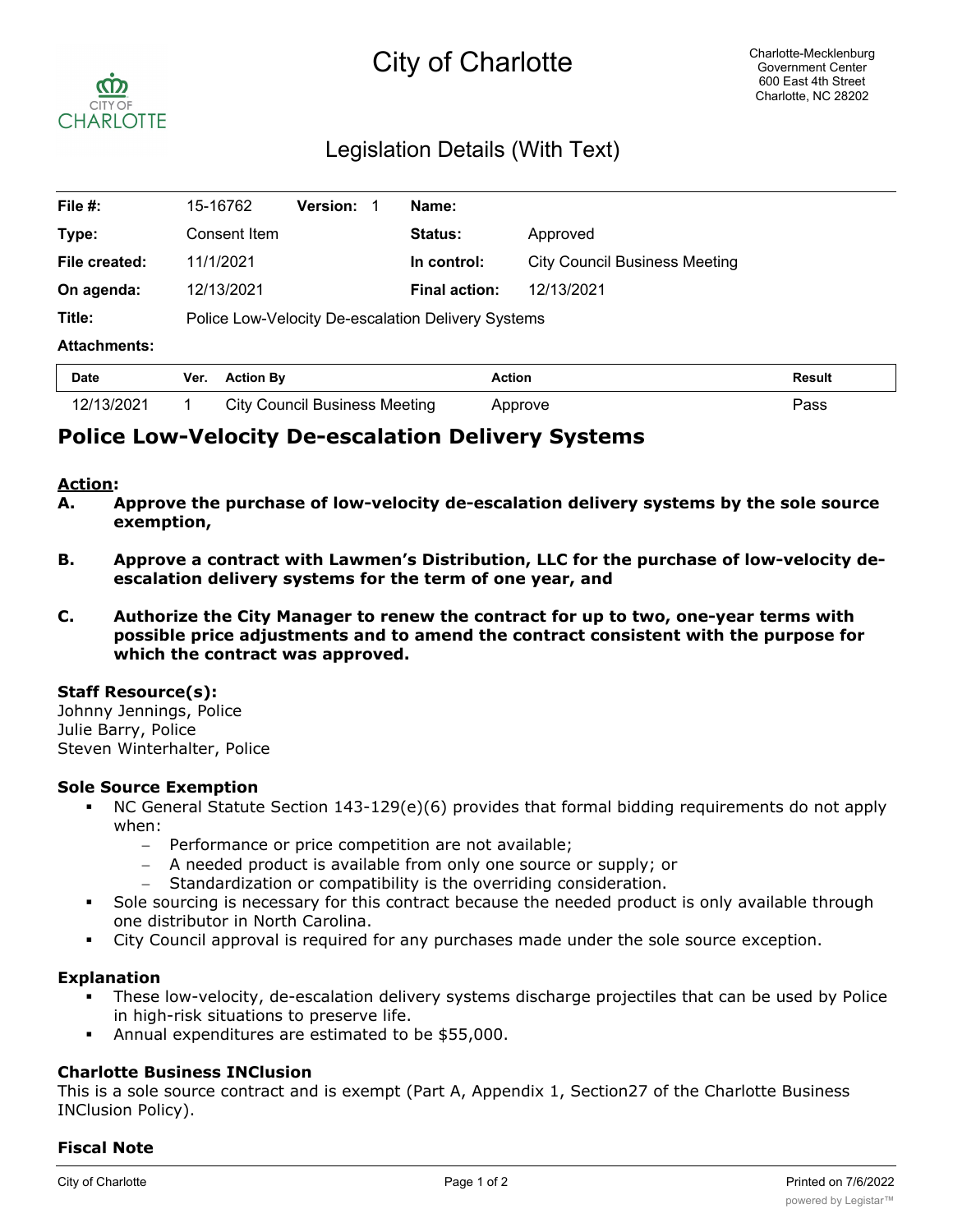# City of Charlotte

Charlotte-Mecklenburg
Government Center
600 East 4th Street
Charlotte, NC 28202

## Legislation Details (With Text)

| | | | | | |
|---|---|---|---|---|---|
| **File #:** | 15-16762 | **Version:** 1 | **Name:** | |
| **Type:** | Consent Item | | **Status:** | Approved |
| **File created:** | 11/1/2021 | | **In control:** | City Council Business Meeting |
| **On agenda:** | 12/13/2021 | | **Final action:** | 12/13/2021 |
| **Title:** | Police Low-Velocity De-escalation Delivery Systems | | | |
| **Attachments:** | | | | |

| Date | Ver. | Action By | Action | Result |
|---|---|---|---|---|
| 12/13/2021 | 1 | City Council Business Meeting | Approve | Pass |

# Police Low-Velocity De-escalation Delivery Systems

**Action:**

**A. Approve the purchase of low-velocity de-escalation delivery systems by the sole source exemption,**

**B. Approve a contract with Lawmen's Distribution, LLC for the purchase of low-velocity de-escalation delivery systems for the term of one year, and**

**C. Authorize the City Manager to renew the contract for up to two, one-year terms with possible price adjustments and to amend the contract consistent with the purpose for which the contract was approved.**

### Staff Resource(s):

Johnny Jennings, Police
Julie Barry, Police
Steven Winterhalter, Police

### Sole Source Exemption

- NC General Statute Section 143-129(e)(6) provides that formal bidding requirements do not apply when:
  - Performance or price competition are not available;
  - A needed product is available from only one source or supply; or
  - Standardization or compatibility is the overriding consideration.
- Sole sourcing is necessary for this contract because the needed product is only available through one distributor in North Carolina.
- City Council approval is required for any purchases made under the sole source exception.

### Explanation

- These low-velocity, de-escalation delivery systems discharge projectiles that can be used by Police in high-risk situations to preserve life.
- Annual expenditures are estimated to be $55,000.

### Charlotte Business INClusion

This is a sole source contract and is exempt (Part A, Appendix 1, Section27 of the Charlotte Business INClusion Policy).

### Fiscal Note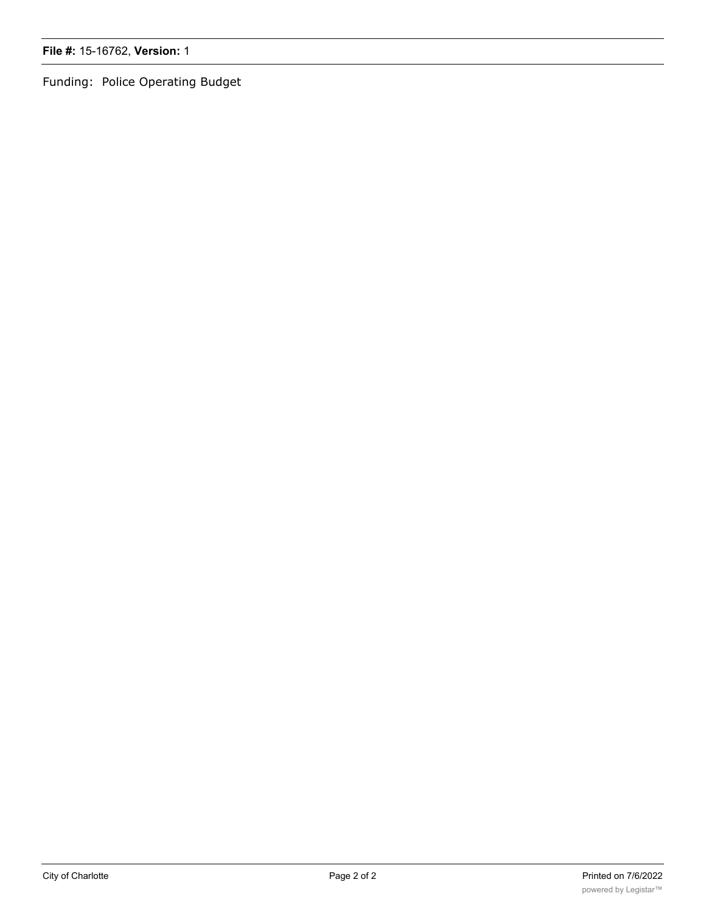Funding: Police Operating Budget